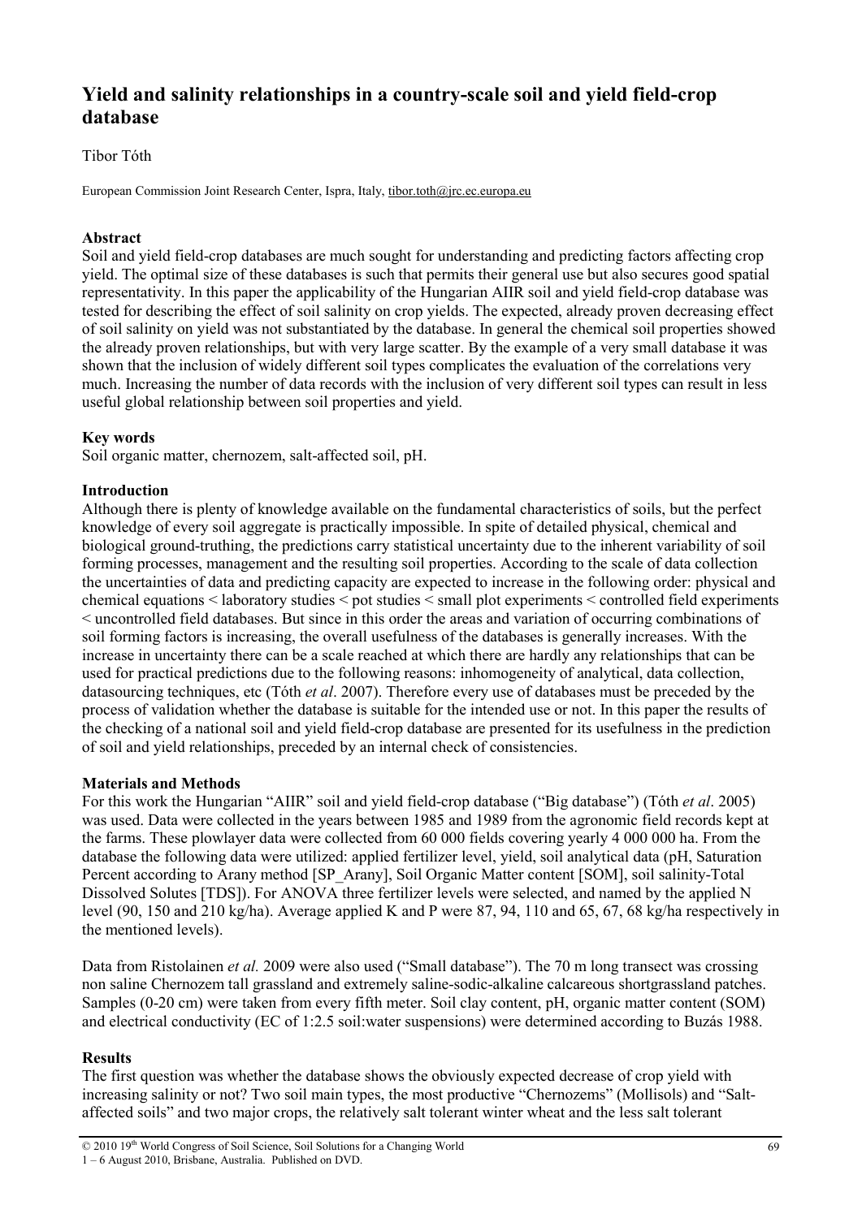# Yield and salinity relationships in a country-scale soil and yield field-crop database

Tibor Tóth

European Commission Joint Research Center, Ispra, Italy, tibor.toth@jrc.ec.europa.eu

## Abstract

Soil and yield field-crop databases are much sought for understanding and predicting factors affecting crop yield. The optimal size of these databases is such that permits their general use but also secures good spatial representativity. In this paper the applicability of the Hungarian AIIR soil and yield field-crop database was tested for describing the effect of soil salinity on crop yields. The expected, already proven decreasing effect of soil salinity on yield was not substantiated by the database. In general the chemical soil properties showed the already proven relationships, but with very large scatter. By the example of a very small database it was shown that the inclusion of widely different soil types complicates the evaluation of the correlations very much. Increasing the number of data records with the inclusion of very different soil types can result in less useful global relationship between soil properties and yield.

## Key words

Soil organic matter, chernozem, salt-affected soil, pH.

## Introduction

Although there is plenty of knowledge available on the fundamental characteristics of soils, but the perfect knowledge of every soil aggregate is practically impossible. In spite of detailed physical, chemical and biological ground-truthing, the predictions carry statistical uncertainty due to the inherent variability of soil forming processes, management and the resulting soil properties. According to the scale of data collection the uncertainties of data and predicting capacity are expected to increase in the following order: physical and chemical equations < laboratory studies < pot studies < small plot experiments < controlled field experiments < uncontrolled field databases. But since in this order the areas and variation of occurring combinations of soil forming factors is increasing, the overall usefulness of the databases is generally increases. With the increase in uncertainty there can be a scale reached at which there are hardly any relationships that can be used for practical predictions due to the following reasons: inhomogeneity of analytical, data collection, datasourcing techniques, etc (Tóth *et al*. 2007). Therefore every use of databases must be preceded by the process of validation whether the database is suitable for the intended use or not. In this paper the results of the checking of a national soil and yield field-crop database are presented for its usefulness in the prediction of soil and yield relationships, preceded by an internal check of consistencies.

## Materials and Methods

For this work the Hungarian "AIIR" soil and yield field-crop database ("Big database") (Tóth *et al*. 2005) was used. Data were collected in the years between 1985 and 1989 from the agronomic field records kept at the farms. These plowlayer data were collected from 60 000 fields covering yearly 4 000 000 ha. From the database the following data were utilized: applied fertilizer level, yield, soil analytical data (pH, Saturation Percent according to Arany method [SP_Arany], Soil Organic Matter content [SOM], soil salinity-Total Dissolved Solutes [TDS]). For ANOVA three fertilizer levels were selected, and named by the applied N level (90, 150 and 210 kg/ha). Average applied K and P were 87, 94, 110 and 65, 67, 68 kg/ha respectively in the mentioned levels).

Data from Ristolainen *et al.* 2009 were also used ("Small database"). The 70 m long transect was crossing non saline Chernozem tall grassland and extremely saline-sodic-alkaline calcareous shortgrassland patches. Samples (0-20 cm) were taken from every fifth meter. Soil clay content, pH, organic matter content (SOM) and electrical conductivity (EC of 1:2.5 soil:water suspensions) were determined according to Buzás 1988.

## Results

The first question was whether the database shows the obviously expected decrease of crop yield with increasing salinity or not? Two soil main types, the most productive "Chernozems" (Mollisols) and "Salt-affected soils" and two major crops, the relatively salt tolerant winter wheat and the less salt tolerant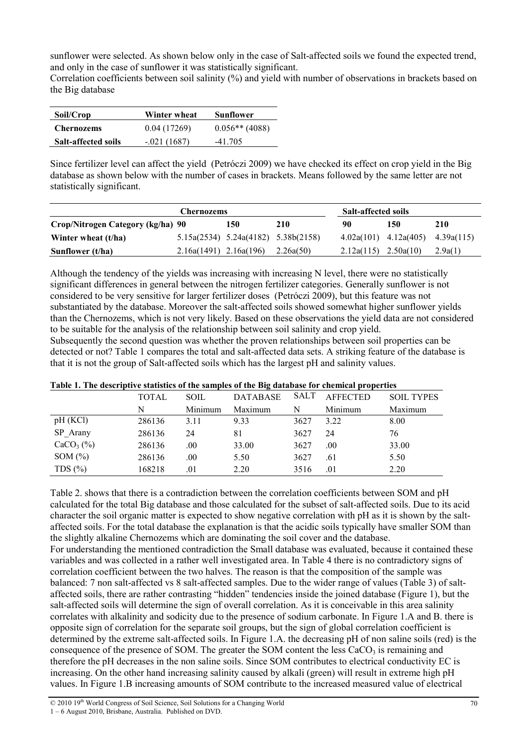sunflower were selected. As shown below only in the case of Salt-affected soils we found the expected trend, and only in the case of sunflower it was statistically significant.

Correlation coefficients between soil salinity (%) and yield with number of observations in brackets based on the Big database

| Soil/Crop | Winter wheat | Sunflower |
|---|---|---|
| **Chernozems** | 0.04 (17269) | 0.056** (4088) |
| **Salt-affected soils** | -.021 (1687) | -41.705 |

Since fertilizer level can affect the yield (Petróczi 2009) we have checked its effect on crop yield in the Big database as shown below with the number of cases in brackets. Means followed by the same letter are not statistically significant.

| | Chernozems | | | Salt-affected soils | | |
|---|---|---|---|---|---|---|
| **Crop/Nitrogen Category (kg/ha)** | **90** | **150** | **210** | **90** | **150** | **210** |
| **Winter wheat (t/ha)** | 5.15a(2534) | 5.24a(4182) | 5.38b(2158) | 4.02a(101) | 4.12a(405) | 4.39a(115) |
| **Sunflower (t/ha)** | 2.16a(1491) | 2.16a(196) | 2.26a(50) | 2.12a(115) | 2.50a(10) | 2.9a(1) |

Although the tendency of the yields was increasing with increasing N level, there were no statistically significant differences in general between the nitrogen fertilizer categories. Generally sunflower is not considered to be very sensitive for larger fertilizer doses (Petróczi 2009), but this feature was not substantiated by the database. Moreover the salt-affected soils showed somewhat higher sunflower yields than the Chernozems, which is not very likely. Based on these observations the yield data are not considered to be suitable for the analysis of the relationship between soil salinity and crop yield.

Subsequently the second question was whether the proven relationships between soil properties can be detected or not? Table 1 compares the total and salt-affected data sets. A striking feature of the database is that it is not the group of Salt-affected soils which has the largest pH and salinity values.

**Table 1. The descriptive statistics of the samples of the Big database for chemical properties**

| | TOTAL | SOIL | DATABASE | SALT | AFFECTED | SOIL TYPES |
|---|---|---|---|---|---|---|
| | N | Minimum | Maximum | N | Minimum | Maximum |
| pH (KCl) | 286136 | 3.11 | 9.33 | 3627 | 3.22 | 8.00 |
| SP_Arany | 286136 | 24 | 81 | 3627 | 24 | 76 |
| $CaCO_3$ (%) | 286136 | .00 | 33.00 | 3627 | .00 | 33.00 |
| SOM (%) | 286136 | .00 | 5.50 | 3627 | .61 | 5.50 |
| TDS (%) | 168218 | .01 | 2.20 | 3516 | .01 | 2.20 |

Table 2. shows that there is a contradiction between the correlation coefficients between SOM and pH calculated for the total Big database and those calculated for the subset of salt-affected soils. Due to its acid character the soil organic matter is expected to show negative correlation with pH as it is shown by the salt-affected soils. For the total database the explanation is that the acidic soils typically have smaller SOM than the slightly alkaline Chernozems which are dominating the soil cover and the database.

For understanding the mentioned contradiction the Small database was evaluated, because it contained these variables and was collected in a rather well investigated area. In Table 4 there is no contradictory signs of correlation coefficient between the two halves. The reason is that the composition of the sample was balanced: 7 non salt-affected vs 8 salt-affected samples. Due to the wider range of values (Table 3) of salt-affected soils, there are rather contrasting "hidden" tendencies inside the joined database (Figure 1), but the salt-affected soils will determine the sign of overall correlation. As it is conceivable in this area salinity correlates with alkalinity and sodicity due to the presence of sodium carbonate. In Figure 1.A and B. there is opposite sign of correlation for the separate soil groups, but the sign of global correlation coefficient is determined by the extreme salt-affected soils. In Figure 1.A. the decreasing pH of non saline soils (red) is the consequence of the presence of SOM. The greater the SOM content the less $CaCO_3$ is remaining and therefore the pH decreases in the non saline soils. Since SOM contributes to electrical conductivity EC is increasing. On the other hand increasing salinity caused by alkali (green) will result in extreme high pH values. In Figure 1.B increasing amounts of SOM contribute to the increased measured value of electrical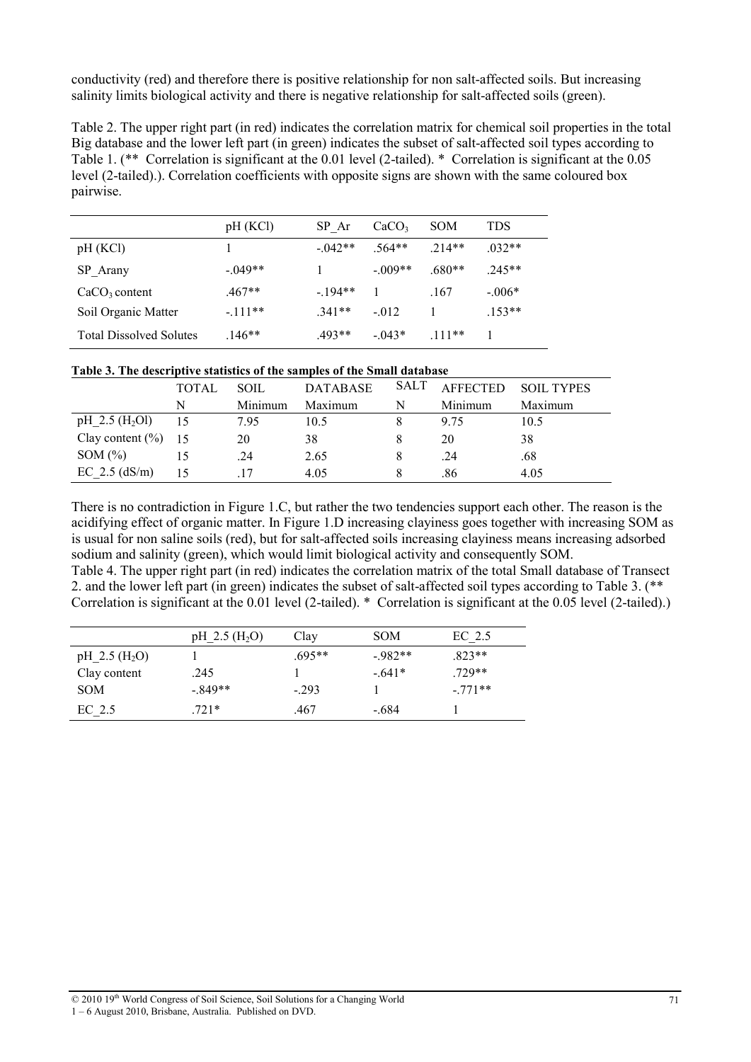conductivity (red) and therefore there is positive relationship for non salt-affected soils. But increasing salinity limits biological activity and there is negative relationship for salt-affected soils (green).

Table 2. The upper right part (in red) indicates the correlation matrix for chemical soil properties in the total Big database and the lower left part (in green) indicates the subset of salt-affected soil types according to Table 1. (** Correlation is significant at the 0.01 level (2-tailed). * Correlation is significant at the 0.05 level (2-tailed).). Correlation coefficients with opposite signs are shown with the same coloured box pairwise.

| | pH (KCl) | SP_Ar | $CaCO_3$ | SOM | TDS |
|---|---|---|---|---|---|
| pH (KCl) | 1 | -.042** | .564** | .214** | .032** |
| SP_Arany | -.049** | 1 | -.009** | .680** | .245** |
| $CaCO_3$ content | .467** | -.194** | 1 | .167 | -.006* |
| Soil Organic Matter | -.111** | .341** | -.012 | 1 | .153** |
| Total Dissolved Solutes | .146** | .493** | -.043* | .111** | 1 |

**Table 3. The descriptive statistics of the samples of the Small database**

| | TOTAL | SOIL | DATABASE | SALT | AFFECTED | SOIL TYPES |
|---|---|---|---|---|---|---|
| | N | Minimum | Maximum | N | Minimum | Maximum |
| pH_2.5 ($H_2Ol$) | 15 | 7.95 | 10.5 | 8 | 9.75 | 10.5 |
| Clay content (%) | 15 | 20 | 38 | 8 | 20 | 38 |
| SOM (%) | 15 | .24 | 2.65 | 8 | .24 | .68 |
| EC_2.5 (dS/m) | 15 | .17 | 4.05 | 8 | .86 | 4.05 |

There is no contradiction in Figure 1.C, but rather the two tendencies support each other. The reason is the acidifying effect of organic matter. In Figure 1.D increasing clayiness goes together with increasing SOM as is usual for non saline soils (red), but for salt-affected soils increasing clayiness means increasing adsorbed sodium and salinity (green), which would limit biological activity and consequently SOM.

Table 4. The upper right part (in red) indicates the correlation matrix of the total Small database of Transect 2. and the lower left part (in green) indicates the subset of salt-affected soil types according to Table 3. (** Correlation is significant at the 0.01 level (2-tailed). * Correlation is significant at the 0.05 level (2-tailed).)

| | pH_2.5 ($H_2O$) | Clay | SOM | EC_2.5 |
|---|---|---|---|---|
| pH_2.5 ($H_2O$) | 1 | .695** | -.982** | .823** |
| Clay content | .245 | 1 | -.641* | .729** |
| SOM | -.849** | -.293 | 1 | -.771** |
| EC_2.5 | .721* | .467 | -.684 | 1 |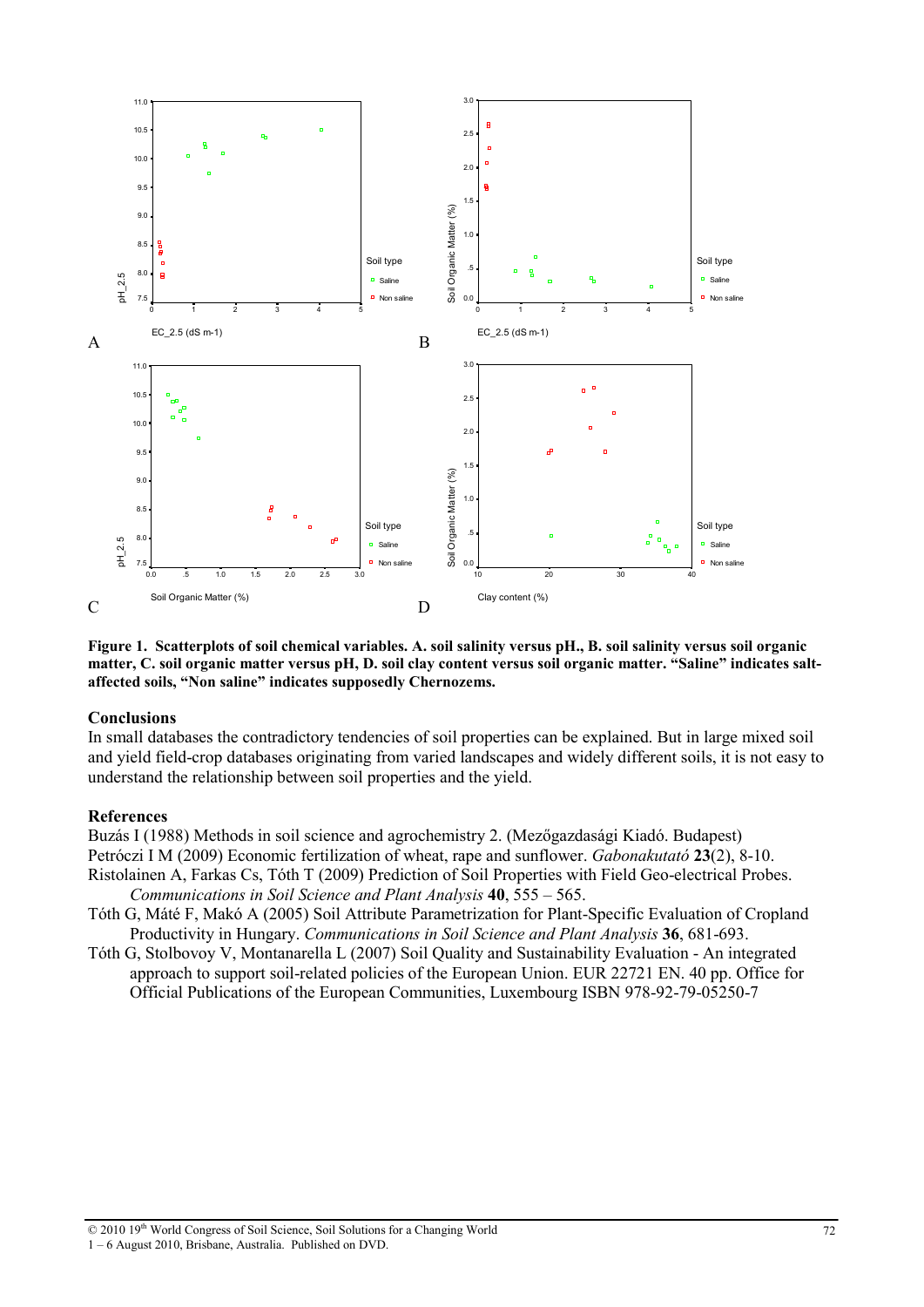A

pH_2.5

11.0
10.5
10.0
9.5
9.0
8.5
8.0
7.5

0
1
2
3
4
5

EC_2.5 (dS m-1)

Soil type
Saline
Non saline

B

Soil Organic Matter (%)

3.0
2.5
2.0
1.5
1.0
.5
0.0

0
1
2
3
4
5

EC_2.5 (dS m-1)

Soil type
Saline
Non saline

C

pH_2.5

11.0
10.5
10.0
9.5
9.0
8.5
8.0
7.5

0.0
.5
1.0
1.5
2.0
2.5
3.0

Soil Organic Matter (%)

Soil type
Saline
Non saline

D

Soil Organic Matter (%)

3.0
2.5
2.0
1.5
1.0
.5
0.0

10
20
30
40

Clay content (%)

Soil type
Saline
Non saline

**Figure 1. Scatterplots of soil chemical variables. A. soil salinity versus pH., B. soil salinity versus soil organic matter, C. soil organic matter versus pH, D. soil clay content versus soil organic matter. "Saline" indicates salt-affected soils, "Non saline" indicates supposedly Chernozems.**

## Conclusions

In small databases the contradictory tendencies of soil properties can be explained. But in large mixed soil and yield field-crop databases originating from varied landscapes and widely different soils, it is not easy to understand the relationship between soil properties and the yield.

## References

Buzás I (1988) Methods in soil science and agrochemistry 2. (Mezőgazdasági Kiadó. Budapest)

Petróczi I M (2009) Economic fertilization of wheat, rape and sunflower. *Gabonakutató* **23**(2), 8-10.

Ristolainen A, Farkas Cs, Tóth T (2009) Prediction of Soil Properties with Field Geo-electrical Probes. *Communications in Soil Science and Plant Analysis* **40**, 555 – 565.

Tóth G, Máté F, Makó A (2005) Soil Attribute Parametrization for Plant-Specific Evaluation of Cropland Productivity in Hungary. *Communications in Soil Science and Plant Analysis* **36**, 681-693.

Tóth G, Stolbovoy V, Montanarella L (2007) Soil Quality and Sustainability Evaluation - An integrated approach to support soil-related policies of the European Union. EUR 22721 EN. 40 pp. Office for Official Publications of the European Communities, Luxembourg ISBN 978-92-79-05250-7